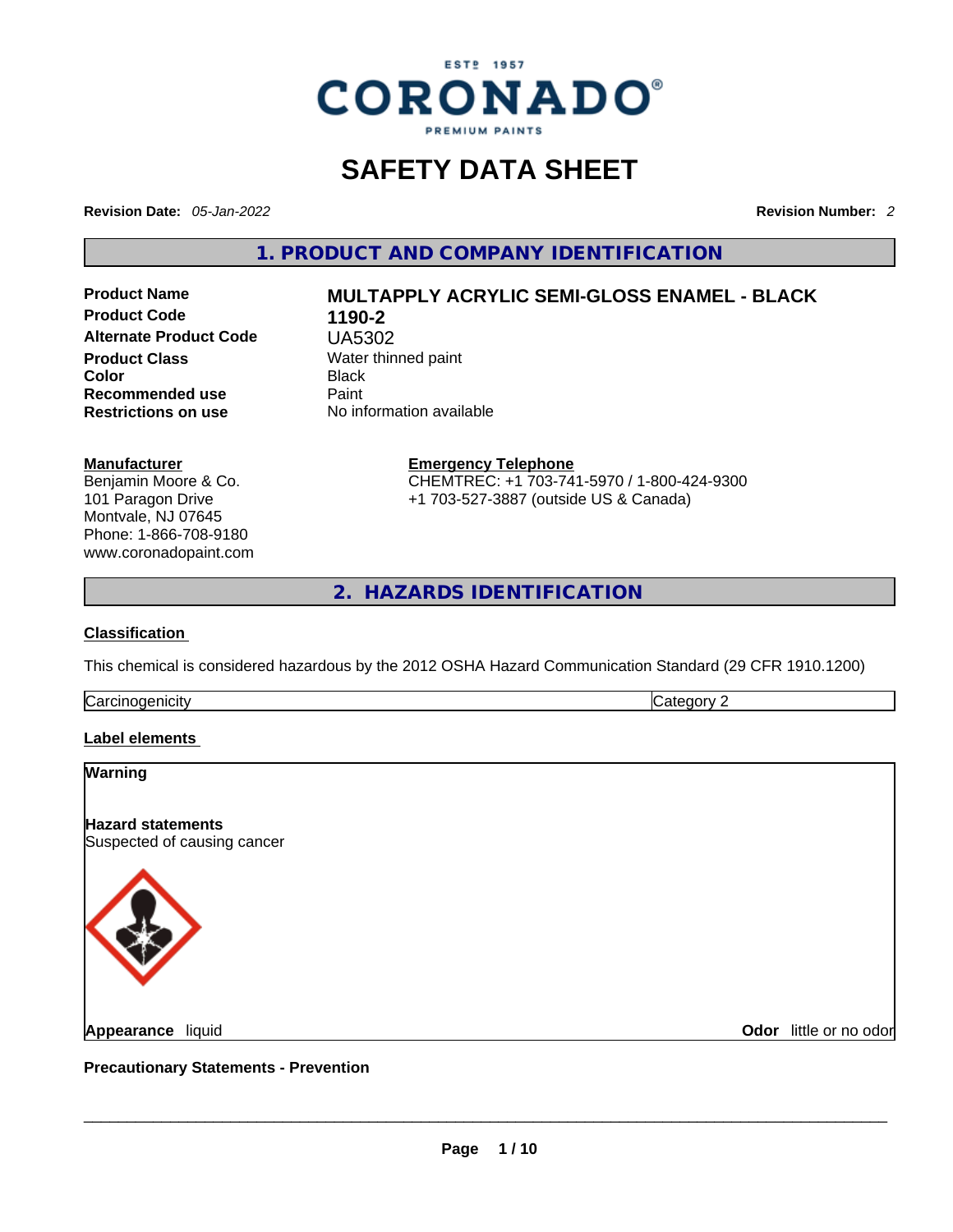CORONADO® PREMIUM PAINTS — ESTD 1957

# SAFETY DATA SHEET

**Revision Date:** *05-Jan-2022* **Revision Number:** *2*

## 1. PRODUCT AND COMPANY IDENTIFICATION

| | |
|---|---|
| **Product Name** | **MULTAPPLY ACRYLIC SEMI-GLOSS ENAMEL - BLACK** |
| **Product Code** | **1190-2** |
| **Alternate Product Code** | UA5302 |
| **Product Class** | Water thinned paint |
| **Color** | Black |
| **Recommended use** | Paint |
| **Restrictions on use** | No information available |

**Manufacturer**
Benjamin Moore & Co.
101 Paragon Drive
Montvale, NJ 07645
Phone: 1-866-708-9180
www.coronadopaint.com

**Emergency Telephone**
CHEMTREC: +1 703-741-5970 / 1-800-424-9300
+1 703-527-3887 (outside US & Canada)

## 2. HAZARDS IDENTIFICATION

**Classification**

This chemical is considered hazardous by the 2012 OSHA Hazard Communication Standard (29 CFR 1910.1200)

| | |
|---|---|
| Carcinogenicity | Category 2 |

**Label elements**

**Warning**

**Hazard statements**
Suspected of causing cancer

**Appearance** liquid **Odor** little or no odor

**Precautionary Statements - Prevention**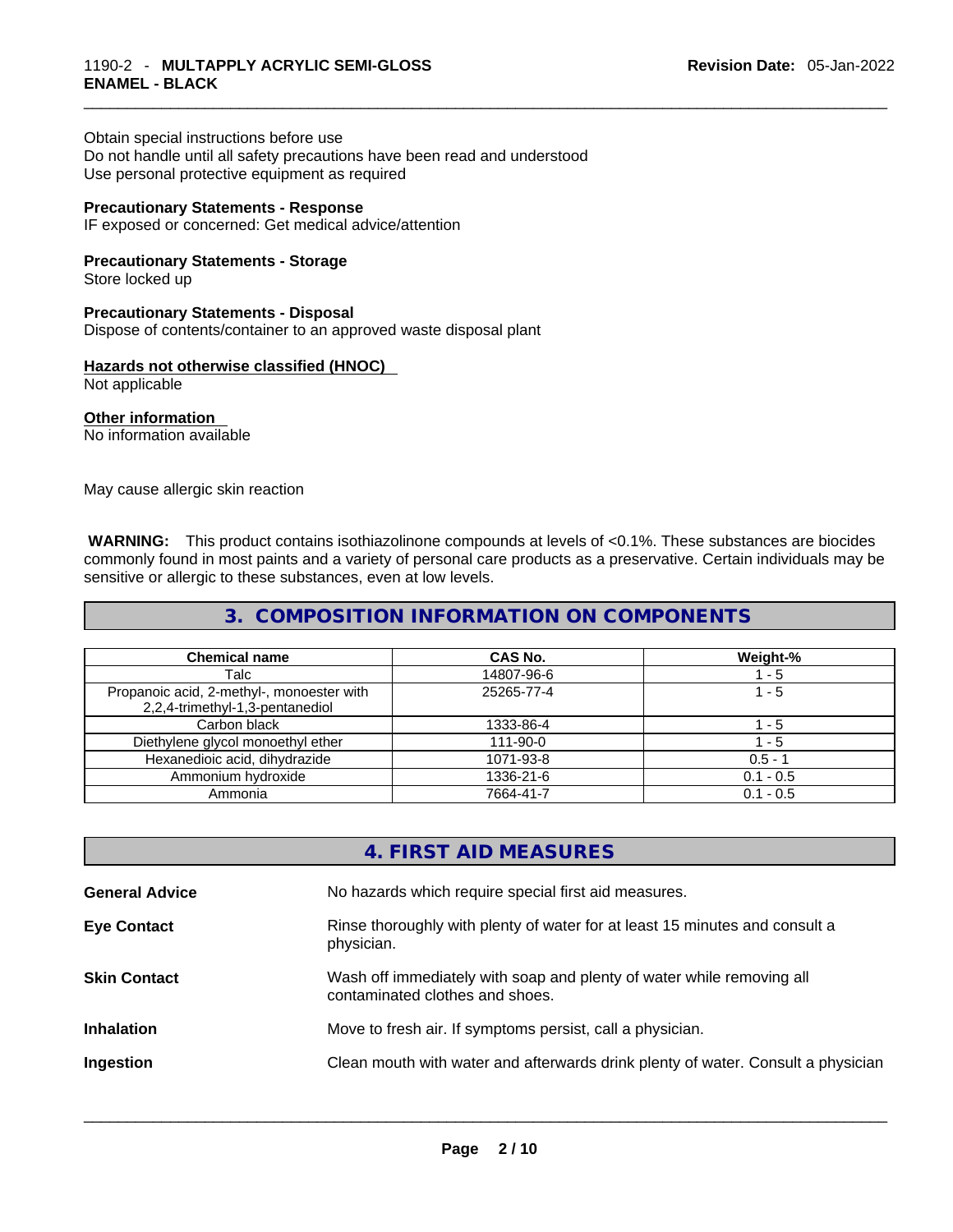Obtain special instructions before use
Do not handle until all safety precautions have been read and understood
Use personal protective equipment as required

**Precautionary Statements - Response**
IF exposed or concerned: Get medical advice/attention

**Precautionary Statements - Storage**
Store locked up

**Precautionary Statements - Disposal**
Dispose of contents/container to an approved waste disposal plant

**Hazards not otherwise classified (HNOC)**
Not applicable

**Other information**
No information available

May cause allergic skin reaction

**WARNING:** This product contains isothiazolinone compounds at levels of <0.1%. These substances are biocides commonly found in most paints and a variety of personal care products as a preservative. Certain individuals may be sensitive or allergic to these substances, even at low levels.

## 3. COMPOSITION INFORMATION ON COMPONENTS

| Chemical name | CAS No. | Weight-% |
|---|---|---|
| Talc | 14807-96-6 | 1 - 5 |
| Propanoic acid, 2-methyl-, monoester with 2,2,4-trimethyl-1,3-pentanediol | 25265-77-4 | 1 - 5 |
| Carbon black | 1333-86-4 | 1 - 5 |
| Diethylene glycol monoethyl ether | 111-90-0 | 1 - 5 |
| Hexanedioic acid, dihydrazide | 1071-93-8 | 0.5 - 1 |
| Ammonium hydroxide | 1336-21-6 | 0.1 - 0.5 |
| Ammonia | 7664-41-7 | 0.1 - 0.5 |

## 4. FIRST AID MEASURES

**General Advice** No hazards which require special first aid measures.

**Eye Contact** Rinse thoroughly with plenty of water for at least 15 minutes and consult a physician.

**Skin Contact** Wash off immediately with soap and plenty of water while removing all contaminated clothes and shoes.

**Inhalation** Move to fresh air. If symptoms persist, call a physician.

**Ingestion** Clean mouth with water and afterwards drink plenty of water. Consult a physician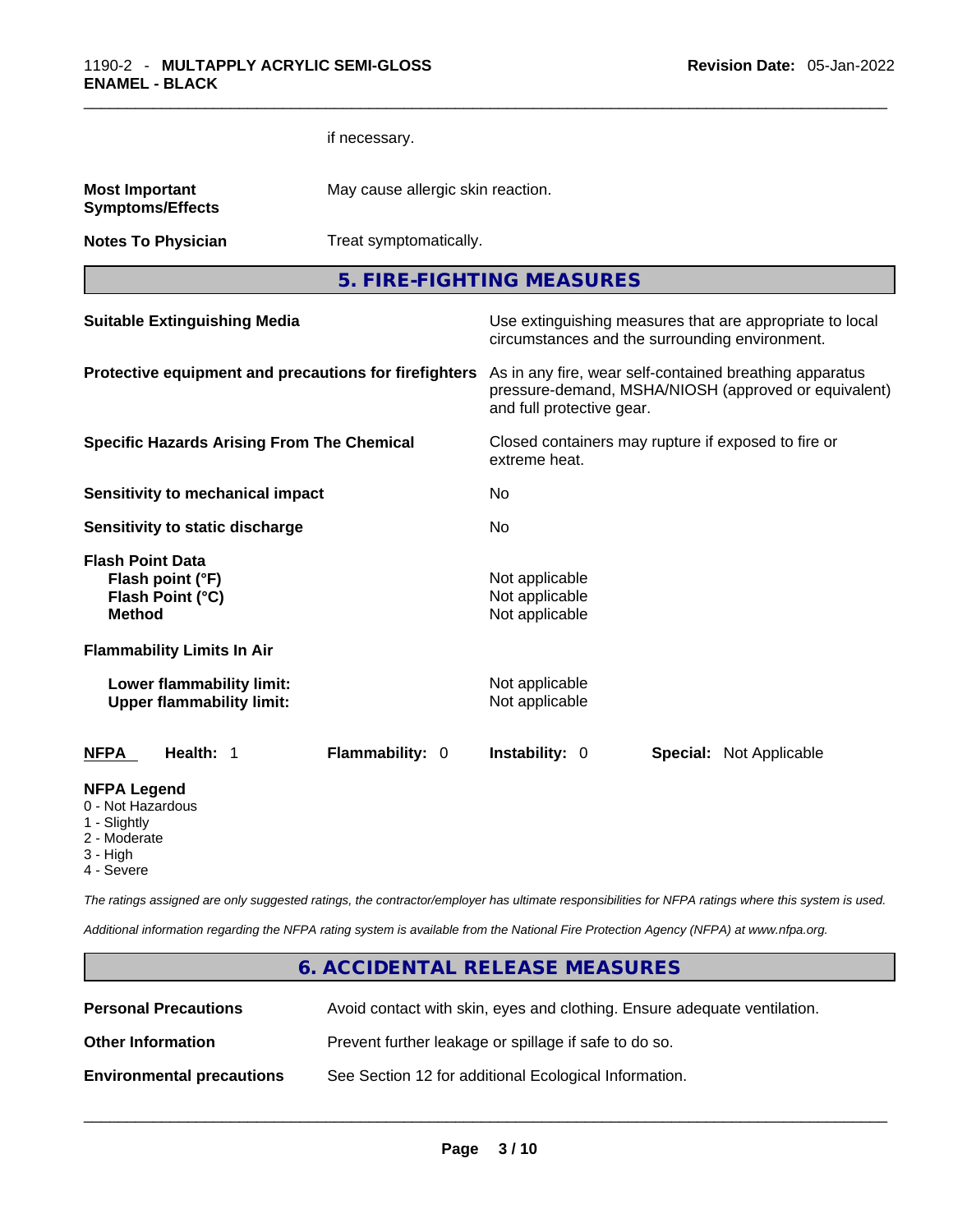if necessary.

**Most Important Symptoms/Effects** May cause allergic skin reaction.

**Notes To Physician** Treat symptomatically.

## 5. FIRE-FIGHTING MEASURES

**Suitable Extinguishing Media** Use extinguishing measures that are appropriate to local circumstances and the surrounding environment.

**Protective equipment and precautions for firefighters** As in any fire, wear self-contained breathing apparatus pressure-demand, MSHA/NIOSH (approved or equivalent) and full protective gear.

**Specific Hazards Arising From The Chemical** Closed containers may rupture if exposed to fire or extreme heat.

**Sensitivity to mechanical impact** No

**Sensitivity to static discharge** No

**Flash Point Data**
**Flash point (°F)** Not applicable
**Flash Point (°C)** Not applicable
**Method** Not applicable

**Flammability Limits In Air**

**Lower flammability limit:** Not applicable
**Upper flammability limit:** Not applicable

| NFPA | Health: 1 | Flammability: 0 | Instability: 0 | Special: Not Applicable |
|---|---|---|---|---|

**NFPA Legend**
0 - Not Hazardous
1 - Slightly
2 - Moderate
3 - High
4 - Severe

*The ratings assigned are only suggested ratings, the contractor/employer has ultimate responsibilities for NFPA ratings where this system is used.*

*Additional information regarding the NFPA rating system is available from the National Fire Protection Agency (NFPA) at www.nfpa.org.*

## 6. ACCIDENTAL RELEASE MEASURES

**Personal Precautions** Avoid contact with skin, eyes and clothing. Ensure adequate ventilation.

**Other Information** Prevent further leakage or spillage if safe to do so.

**Environmental precautions** See Section 12 for additional Ecological Information.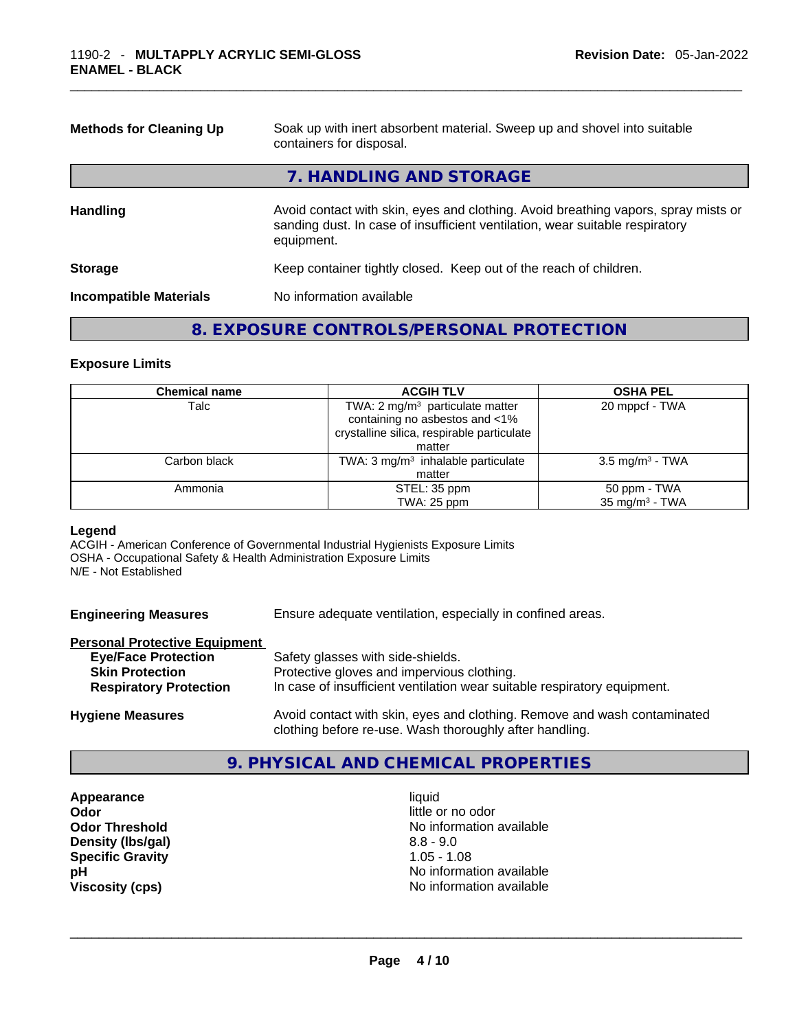**Methods for Cleaning Up** Soak up with inert absorbent material. Sweep up and shovel into suitable containers for disposal.

## 7. HANDLING AND STORAGE

**Handling** Avoid contact with skin, eyes and clothing. Avoid breathing vapors, spray mists or sanding dust. In case of insufficient ventilation, wear suitable respiratory equipment.

**Storage** Keep container tightly closed. Keep out of the reach of children.

**Incompatible Materials** No information available

## 8. EXPOSURE CONTROLS/PERSONAL PROTECTION

### Exposure Limits

| Chemical name | ACGIH TLV | OSHA PEL |
|---|---|---|
| Talc | TWA: 2 mg/m³ particulate matter containing no asbestos and <1% crystalline silica, respirable particulate matter | 20 mppcf - TWA |
| Carbon black | TWA: 3 mg/m³ inhalable particulate matter | 3.5 mg/m³ - TWA |
| Ammonia | STEL: 35 ppm<br>TWA: 25 ppm | 50 ppm - TWA<br>35 mg/m³ - TWA |

**Legend**
ACGIH - American Conference of Governmental Industrial Hygienists Exposure Limits
OSHA - Occupational Safety & Health Administration Exposure Limits
N/E - Not Established

**Engineering Measures** Ensure adequate ventilation, especially in confined areas.

**Personal Protective Equipment**

- **Eye/Face Protection** Safety glasses with side-shields.
- **Skin Protection** Protective gloves and impervious clothing.
- **Respiratory Protection** In case of insufficient ventilation wear suitable respiratory equipment.

**Hygiene Measures** Avoid contact with skin, eyes and clothing. Remove and wash contaminated clothing before re-use. Wash thoroughly after handling.

## 9. PHYSICAL AND CHEMICAL PROPERTIES

| | |
|---|---|
| **Appearance** | liquid |
| **Odor** | little or no odor |
| **Odor Threshold** | No information available |
| **Density (lbs/gal)** | 8.8 - 9.0 |
| **Specific Gravity** | 1.05 - 1.08 |
| **pH** | No information available |
| **Viscosity (cps)** | No information available |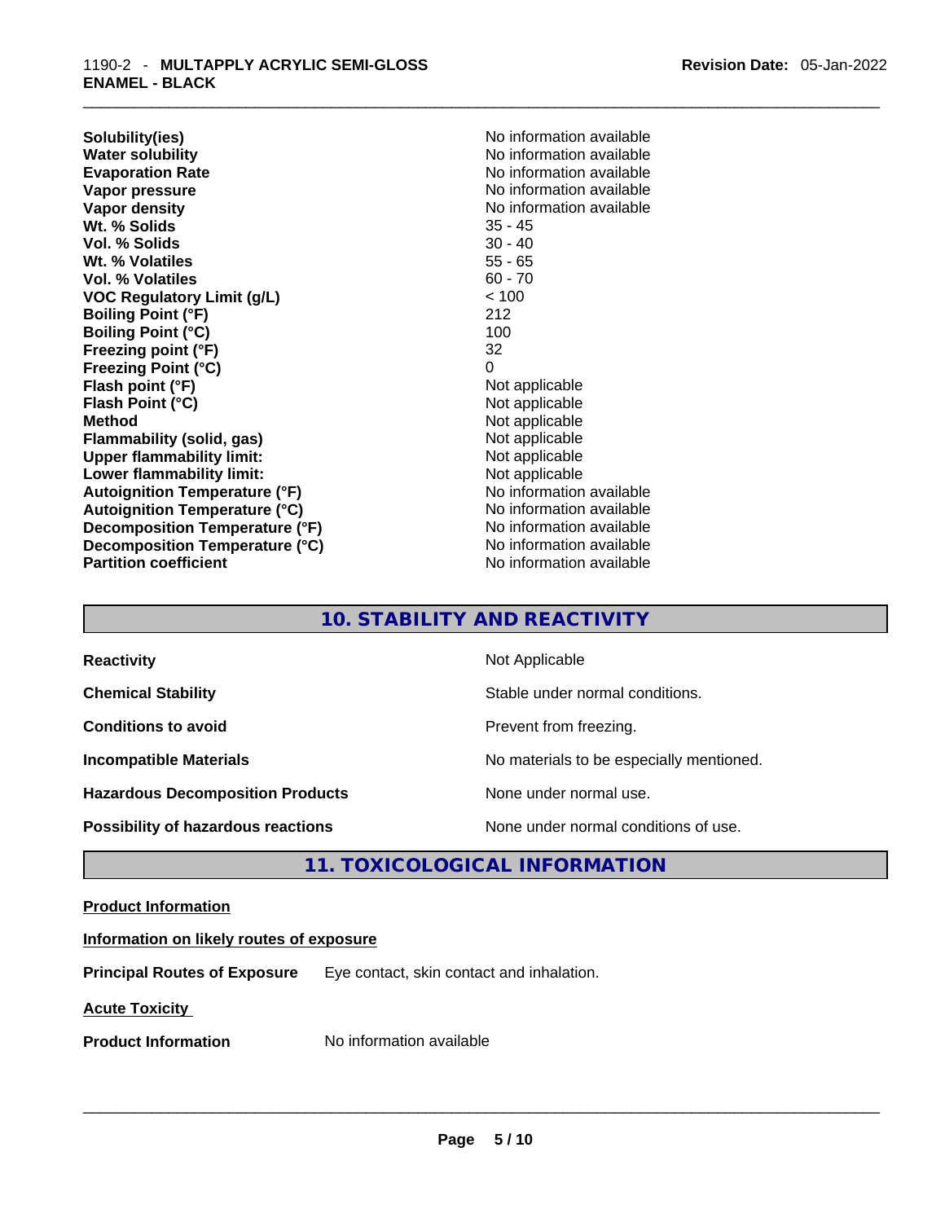| | |
|---|---|
| **Solubility(ies)** | No information available |
| **Water solubility** | No information available |
| **Evaporation Rate** | No information available |
| **Vapor pressure** | No information available |
| **Vapor density** | No information available |
| **Wt. % Solids** | 35 - 45 |
| **Vol. % Solids** | 30 - 40 |
| **Wt. % Volatiles** | 55 - 65 |
| **Vol. % Volatiles** | 60 - 70 |
| **VOC Regulatory Limit (g/L)** | < 100 |
| **Boiling Point (°F)** | 212 |
| **Boiling Point (°C)** | 100 |
| **Freezing point (°F)** | 32 |
| **Freezing Point (°C)** | 0 |
| **Flash point (°F)** | Not applicable |
| **Flash Point (°C)** | Not applicable |
| **Method** | Not applicable |
| **Flammability (solid, gas)** | Not applicable |
| **Upper flammability limit:** | Not applicable |
| **Lower flammability limit:** | Not applicable |
| **Autoignition Temperature (°F)** | No information available |
| **Autoignition Temperature (°C)** | No information available |
| **Decomposition Temperature (°F)** | No information available |
| **Decomposition Temperature (°C)** | No information available |
| **Partition coefficient** | No information available |

## 10. STABILITY AND REACTIVITY

| | |
|---|---|
| **Reactivity** | Not Applicable |
| **Chemical Stability** | Stable under normal conditions. |
| **Conditions to avoid** | Prevent from freezing. |
| **Incompatible Materials** | No materials to be especially mentioned. |
| **Hazardous Decomposition Products** | None under normal use. |
| **Possibility of hazardous reactions** | None under normal conditions of use. |

## 11. TOXICOLOGICAL INFORMATION

**Product Information**

**Information on likely routes of exposure**

**Principal Routes of Exposure** Eye contact, skin contact and inhalation.

**Acute Toxicity**

**Product Information** No information available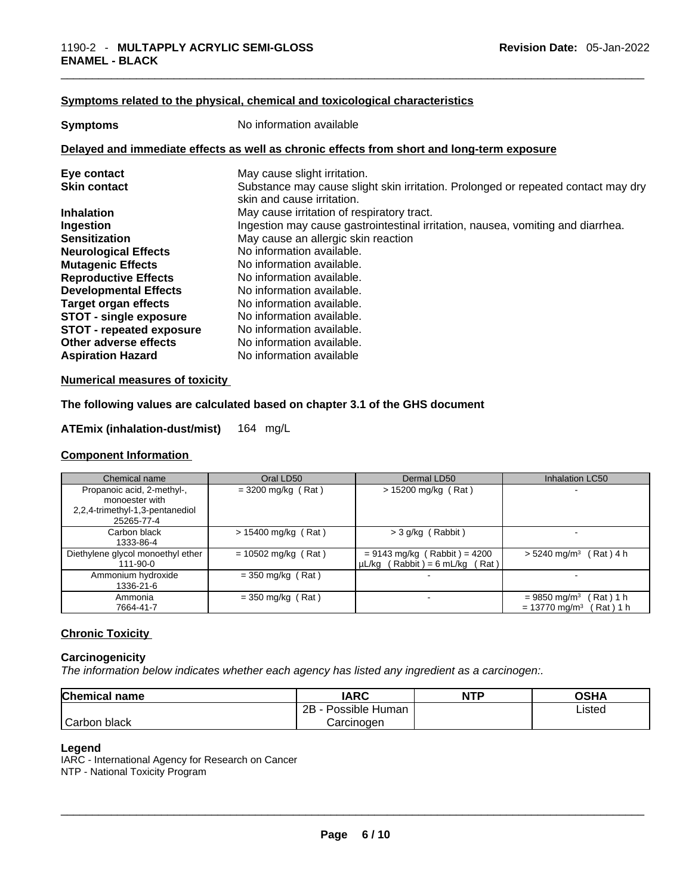**Symptoms related to the physical, chemical and toxicological characteristics**

**Symptoms** No information available

**Delayed and immediate effects as well as chronic effects from short and long-term exposure**

| | |
|---|---|
| **Eye contact** | May cause slight irritation. |
| **Skin contact** | Substance may cause slight skin irritation. Prolonged or repeated contact may dry skin and cause irritation. |
| **Inhalation** | May cause irritation of respiratory tract. |
| **Ingestion** | Ingestion may cause gastrointestinal irritation, nausea, vomiting and diarrhea. |
| **Sensitization** | May cause an allergic skin reaction |
| **Neurological Effects** | No information available. |
| **Mutagenic Effects** | No information available. |
| **Reproductive Effects** | No information available. |
| **Developmental Effects** | No information available. |
| **Target organ effects** | No information available. |
| **STOT - single exposure** | No information available. |
| **STOT - repeated exposure** | No information available. |
| **Other adverse effects** | No information available. |
| **Aspiration Hazard** | No information available |

**Numerical measures of toxicity**

**The following values are calculated based on chapter 3.1 of the GHS document**

**ATEmix (inhalation-dust/mist)** 164 mg/L

**Component Information**

| Chemical name | Oral LD50 | Dermal LD50 | Inhalation LC50 |
|---|---|---|---|
| Propanoic acid, 2-methyl-, monoester with 2,2,4-trimethyl-1,3-pentanediol 25265-77-4 | = 3200 mg/kg ( Rat ) | > 15200 mg/kg ( Rat ) | - |
| Carbon black 1333-86-4 | > 15400 mg/kg ( Rat ) | > 3 g/kg ( Rabbit ) | - |
| Diethylene glycol monoethyl ether 111-90-0 | = 10502 mg/kg ( Rat ) | = 9143 mg/kg ( Rabbit ) = 4200 µL/kg ( Rabbit ) = 6 mL/kg ( Rat ) | > 5240 mg/m³ ( Rat ) 4 h |
| Ammonium hydroxide 1336-21-6 | = 350 mg/kg ( Rat ) | - | - |
| Ammonia 7664-41-7 | = 350 mg/kg ( Rat ) | - | = 9850 mg/m³ ( Rat ) 1 h = 13770 mg/m³ ( Rat ) 1 h |

**Chronic Toxicity**

**Carcinogenicity**

*The information below indicates whether each agency has listed any ingredient as a carcinogen:.*

| Chemical name | IARC | NTP | OSHA |
|---|---|---|---|
| Carbon black | 2B - Possible Human Carcinogen | | Listed |

**Legend**

IARC - International Agency for Research on Cancer
NTP - National Toxicity Program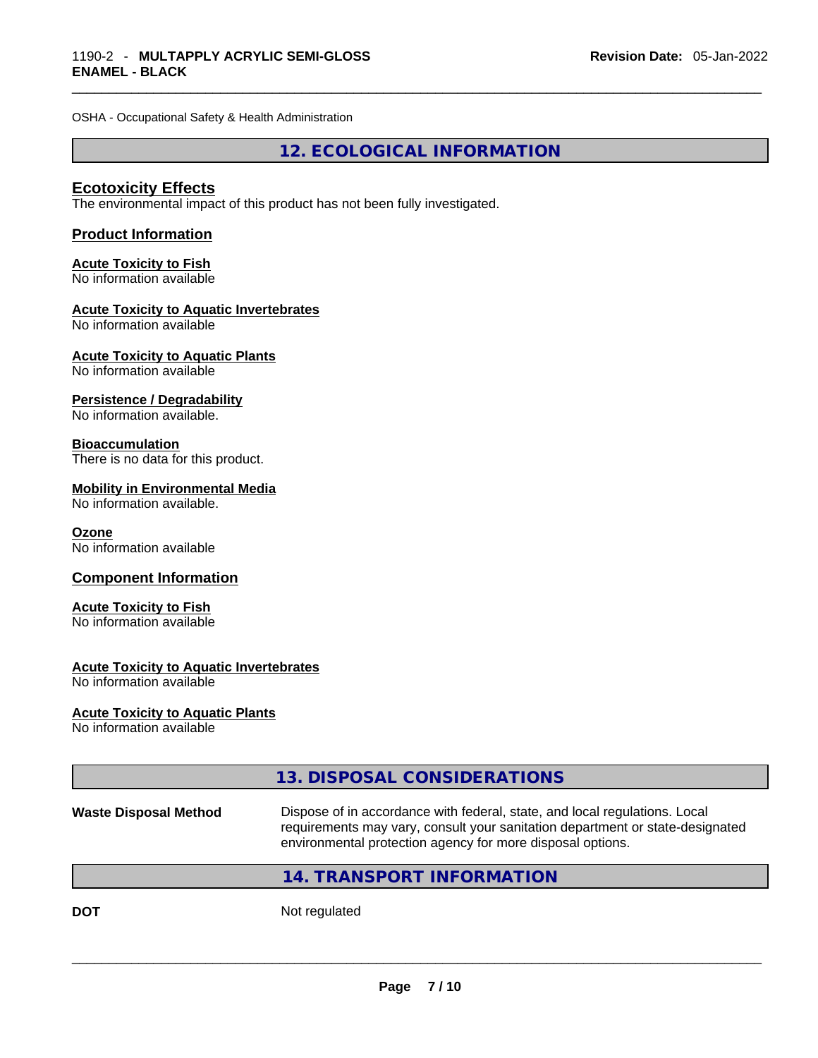OSHA - Occupational Safety & Health Administration

## 12. ECOLOGICAL INFORMATION

### Ecotoxicity Effects

The environmental impact of this product has not been fully investigated.

### Product Information

**Acute Toxicity to Fish**
No information available

**Acute Toxicity to Aquatic Invertebrates**
No information available

**Acute Toxicity to Aquatic Plants**
No information available

**Persistence / Degradability**
No information available.

**Bioaccumulation**
There is no data for this product.

**Mobility in Environmental Media**
No information available.

**Ozone**
No information available

### Component Information

**Acute Toxicity to Fish**
No information available

**Acute Toxicity to Aquatic Invertebrates**
No information available

**Acute Toxicity to Aquatic Plants**
No information available

## 13. DISPOSAL CONSIDERATIONS

**Waste Disposal Method** Dispose of in accordance with federal, state, and local regulations. Local requirements may vary, consult your sanitation department or state-designated environmental protection agency for more disposal options.

## 14. TRANSPORT INFORMATION

**DOT** Not regulated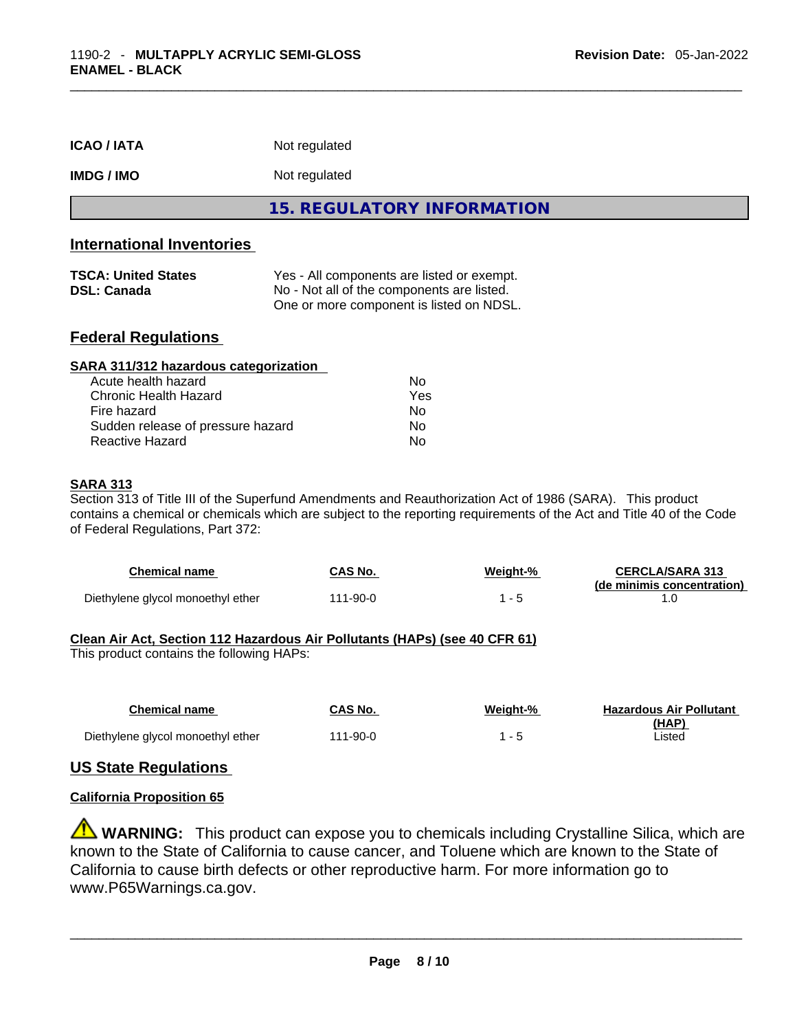| | |
|---|---|
| **ICAO / IATA** | Not regulated |
| **IMDG / IMO** | Not regulated |

## 15. REGULATORY INFORMATION

### International Inventories

| | |
|---|---|
| **TSCA: United States** | Yes - All components are listed or exempt. |
| **DSL: Canada** | No - Not all of the components are listed. One or more component is listed on NDSL. |

### Federal Regulations

**SARA 311/312 hazardous categorization**

| | |
|---|---|
| Acute health hazard | No |
| Chronic Health Hazard | Yes |
| Fire hazard | No |
| Sudden release of pressure hazard | No |
| Reactive Hazard | No |

**SARA 313**

Section 313 of Title III of the Superfund Amendments and Reauthorization Act of 1986 (SARA). This product contains a chemical or chemicals which are subject to the reporting requirements of the Act and Title 40 of the Code of Federal Regulations, Part 372:

| Chemical name | CAS No. | Weight-% | CERCLA/SARA 313 (de minimis concentration) |
|---|---|---|---|
| Diethylene glycol monoethyl ether | 111-90-0 | 1 - 5 | 1.0 |

**Clean Air Act, Section 112 Hazardous Air Pollutants (HAPs) (see 40 CFR 61)**

This product contains the following HAPs:

| Chemical name | CAS No. | Weight-% | Hazardous Air Pollutant (HAP) |
|---|---|---|---|
| Diethylene glycol monoethyl ether | 111-90-0 | 1 - 5 | Listed |

### US State Regulations

**California Proposition 65**

⚠ **WARNING:** This product can expose you to chemicals including Crystalline Silica, which are known to the State of California to cause cancer, and Toluene which are known to the State of California to cause birth defects or other reproductive harm. For more information go to www.P65Warnings.ca.gov.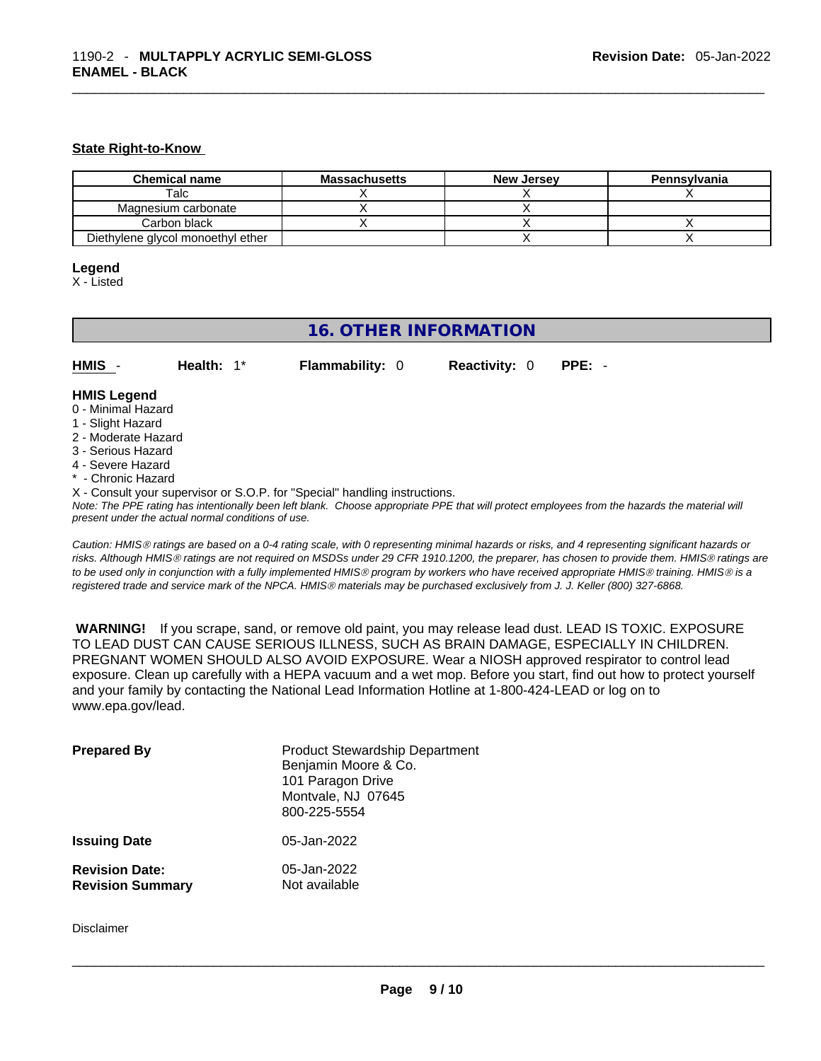**State Right-to-Know**

| Chemical name | Massachusetts | New Jersey | Pennsylvania |
| --- | --- | --- | --- |
| Talc | X | X | X |
| Magnesium carbonate | X | X | |
| Carbon black | X | X | X |
| Diethylene glycol monoethyl ether | | X | X |

**Legend**
X - Listed

## 16. OTHER INFORMATION

**HMIS** - **Health:** 1* **Flammability:** 0 **Reactivity:** 0 **PPE:** -

**HMIS Legend**
0 - Minimal Hazard
1 - Slight Hazard
2 - Moderate Hazard
3 - Serious Hazard
4 - Severe Hazard
* - Chronic Hazard
X - Consult your supervisor or S.O.P. for "Special" handling instructions.
*Note: The PPE rating has intentionally been left blank. Choose appropriate PPE that will protect employees from the hazards the material will present under the actual normal conditions of use.*

*Caution: HMIS® ratings are based on a 0-4 rating scale, with 0 representing minimal hazards or risks, and 4 representing significant hazards or risks. Although HMIS® ratings are not required on MSDSs under 29 CFR 1910.1200, the preparer, has chosen to provide them. HMIS® ratings are to be used only in conjunction with a fully implemented HMIS® program by workers who have received appropriate HMIS® training. HMIS® is a registered trade and service mark of the NPCA. HMIS® materials may be purchased exclusively from J. J. Keller (800) 327-6868.*

**WARNING!** If you scrape, sand, or remove old paint, you may release lead dust. LEAD IS TOXIC. EXPOSURE TO LEAD DUST CAN CAUSE SERIOUS ILLNESS, SUCH AS BRAIN DAMAGE, ESPECIALLY IN CHILDREN. PREGNANT WOMEN SHOULD ALSO AVOID EXPOSURE. Wear a NIOSH approved respirator to control lead exposure. Clean up carefully with a HEPA vacuum and a wet mop. Before you start, find out how to protect yourself and your family by contacting the National Lead Information Hotline at 1-800-424-LEAD or log on to www.epa.gov/lead.

**Prepared By**
Product Stewardship Department
Benjamin Moore & Co.
101 Paragon Drive
Montvale, NJ 07645
800-225-5554

**Issuing Date** 05-Jan-2022

**Revision Date:** 05-Jan-2022
**Revision Summary** Not available

Disclaimer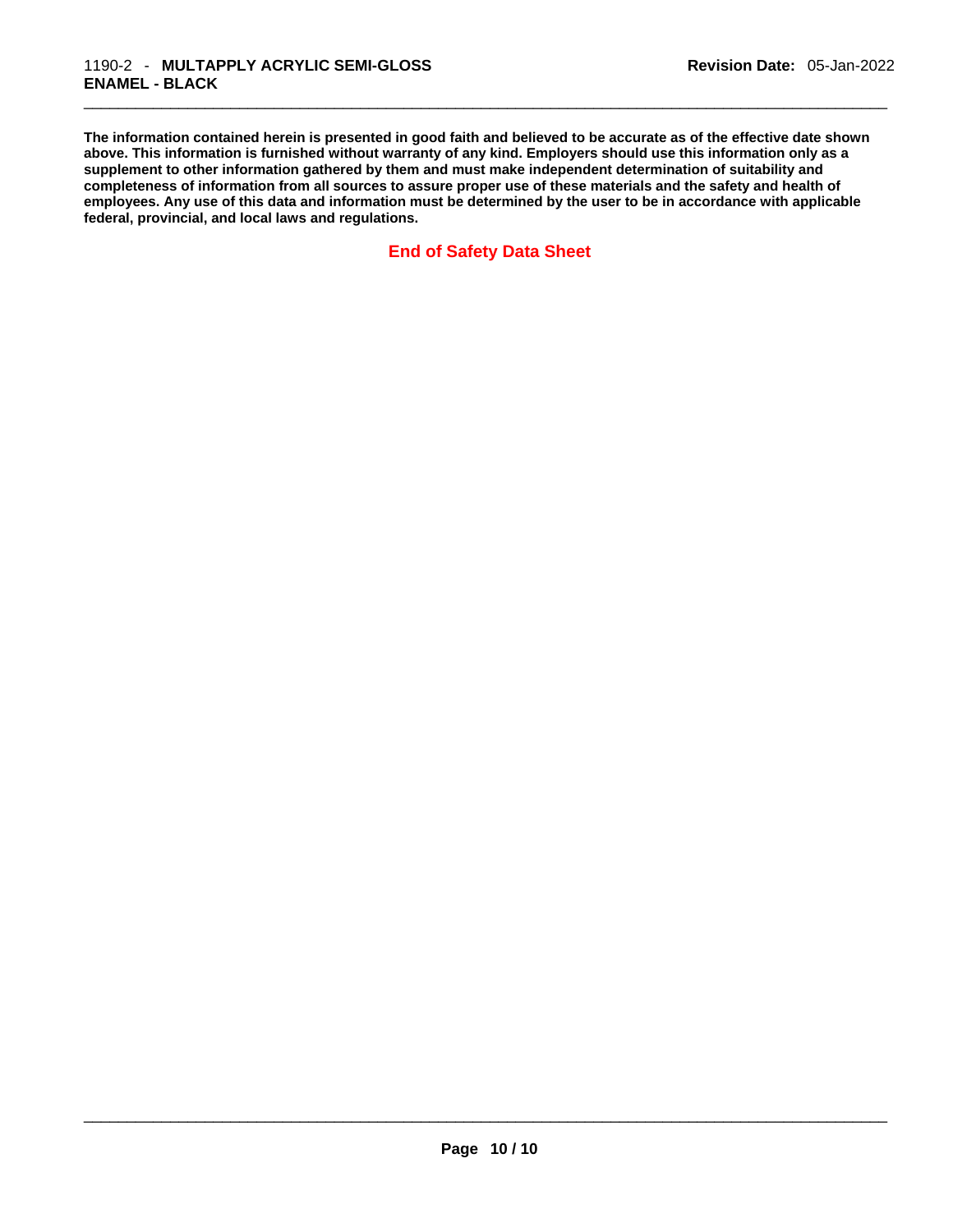**The information contained herein is presented in good faith and believed to be accurate as of the effective date shown above. This information is furnished without warranty of any kind. Employers should use this information only as a supplement to other information gathered by them and must make independent determination of suitability and completeness of information from all sources to assure proper use of these materials and the safety and health of employees. Any use of this data and information must be determined by the user to be in accordance with applicable federal, provincial, and local laws and regulations.**

**End of Safety Data Sheet**